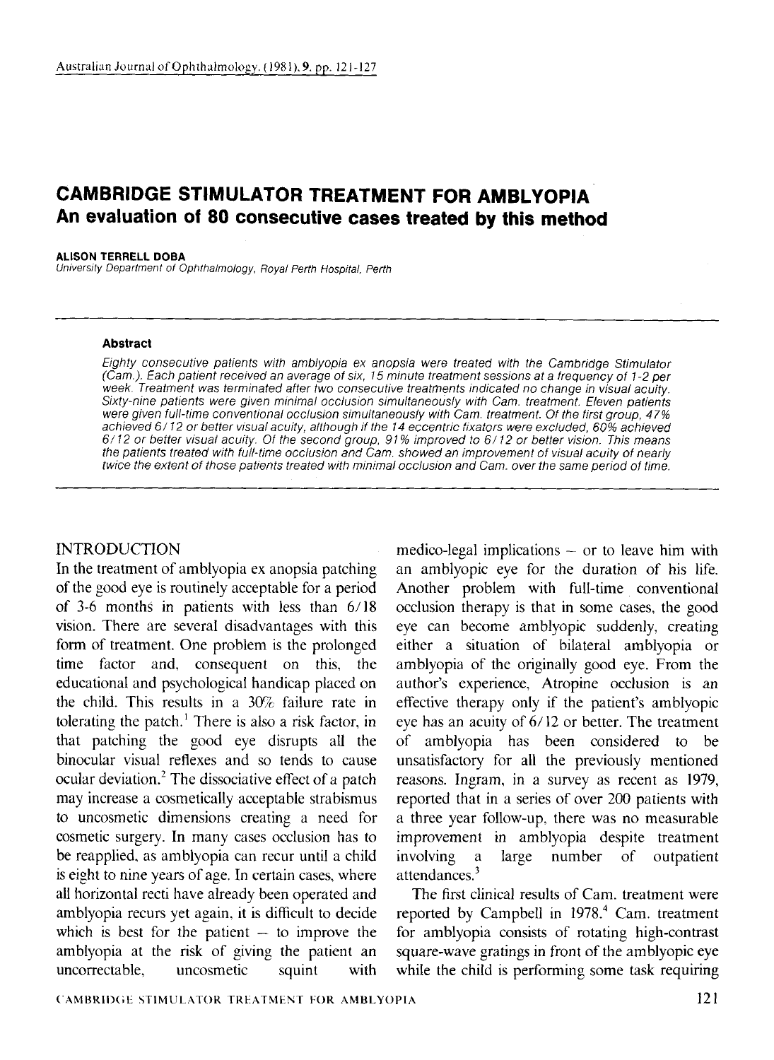# CAMBRIDGE STIMULATOR TREATMENT FOR AMBLYOPIA
## An evaluation of 80 consecutive cases treated by this method

**ALISON TERRELL DOBA**
*University Department of Ophthalmology, Royal Perth Hospital, Perth*

---

**Abstract**

*Eighty consecutive patients with amblyopia ex anopsia were treated with the Cambridge Stimulator (Cam.). Each patient received an average of six, 15 minute treatment sessions at a frequency of 1-2 per week. Treatment was terminated after two consecutive treatments indicated no change in visual acuity. Sixty-nine patients were given minimal occlusion simultaneously with Cam. treatment. Eleven patients were given full-time conventional occlusion simultaneously with Cam. treatment. Of the first group, 47% achieved 6/12 or better visual acuity, although if the 14 eccentric fixators were excluded, 60% achieved 6/12 or better visual acuity. Of the second group, 91% improved to 6/12 or better vision. This means the patients treated with full-time occlusion and Cam. showed an improvement of visual acuity of nearly twice the extent of those patients treated with minimal occlusion and Cam. over the same period of time.*

---

## INTRODUCTION

In the treatment of amblyopia ex anopsia patching of the good eye is routinely acceptable for a period of 3-6 months in patients with less than 6/18 vision. There are several disadvantages with this form of treatment. One problem is the prolonged time factor and, consequent on this, the educational and psychological handicap placed on the child. This results in a 30% failure rate in tolerating the patch.[1] There is also a risk factor, in that patching the good eye disrupts all the binocular visual reflexes and so tends to cause ocular deviation.[2] The dissociative effect of a patch may increase a cosmetically acceptable strabismus to uncosmetic dimensions creating a need for cosmetic surgery. In many cases occlusion has to be reapplied, as amblyopia can recur until a child is eight to nine years of age. In certain cases, where all horizontal recti have already been operated and amblyopia recurs yet again, it is difficult to decide which is best for the patient – to improve the amblyopia at the risk of giving the patient an uncorrectable, uncosmetic squint with medico-legal implications – or to leave him with an amblyopic eye for the duration of his life. Another problem with full-time conventional occlusion therapy is that in some cases, the good eye can become amblyopic suddenly, creating either a situation of bilateral amblyopia or amblyopia of the originally good eye. From the author's experience, Atropine occlusion is an effective therapy only if the patient's amblyopic eye has an acuity of 6/12 or better. The treatment of amblyopia has been considered to be unsatisfactory for all the previously mentioned reasons. Ingram, in a survey as recent as 1979, reported that in a series of over 200 patients with a three year follow-up, there was no measurable improvement in amblyopia despite treatment involving a large number of outpatient attendances.[3]

The first clinical results of Cam. treatment were reported by Campbell in 1978.[4] Cam. treatment for amblyopia consists of rotating high-contrast square-wave gratings in front of the amblyopic eye while the child is performing some task requiring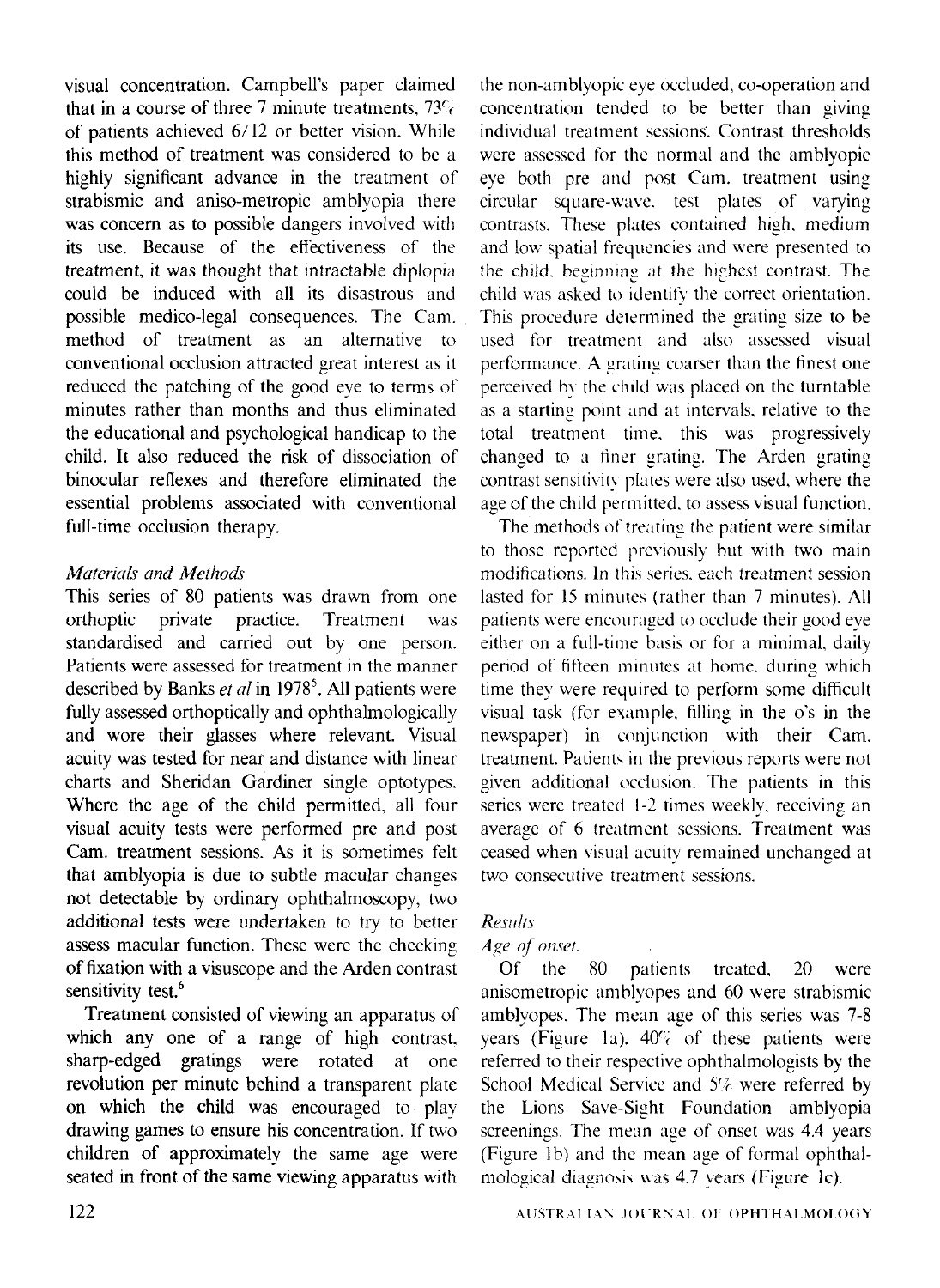visual concentration. Campbell's paper claimed that in a course of three 7 minute treatments, 73% of patients achieved 6/12 or better vision. While this method of treatment was considered to be a highly significant advance in the treatment of strabismic and aniso-metropic amblyopia there was concern as to possible dangers involved with its use. Because of the effectiveness of the treatment, it was thought that intractable diplopia could be induced with all its disastrous and possible medico-legal consequences. The Cam. method of treatment as an alternative to conventional occlusion attracted great interest as it reduced the patching of the good eye to terms of minutes rather than months and thus eliminated the educational and psychological handicap to the child. It also reduced the risk of dissociation of binocular reflexes and therefore eliminated the essential problems associated with conventional full-time occlusion therapy.

*Materials and Methods*

This series of 80 patients was drawn from one orthoptic private practice. Treatment was standardised and carried out by one person. Patients were assessed for treatment in the manner described by Banks *et al* in 1978[5]. All patients were fully assessed orthoptically and ophthalmologically and wore their glasses where relevant. Visual acuity was tested for near and distance with linear charts and Sheridan Gardiner single optotypes. Where the age of the child permitted, all four visual acuity tests were performed pre and post Cam. treatment sessions. As it is sometimes felt that amblyopia is due to subtle macular changes not detectable by ordinary ophthalmoscopy, two additional tests were undertaken to try to better assess macular function. These were the checking of fixation with a visuscope and the Arden contrast sensitivity test.[6]

Treatment consisted of viewing an apparatus of which any one of a range of high contrast, sharp-edged gratings were rotated at one revolution per minute behind a transparent plate on which the child was encouraged to play drawing games to ensure his concentration. If two children of approximately the same age were seated in front of the same viewing apparatus with the non-amblyopic eye occluded, co-operation and concentration tended to be better than giving individual treatment sessions. Contrast thresholds were assessed for the normal and the amblyopic eye both pre and post Cam. treatment using circular square-wave. test plates of varying contrasts. These plates contained high, medium and low spatial frequencies and were presented to the child, beginning at the highest contrast. The child was asked to identify the correct orientation. This procedure determined the grating size to be used for treatment and also assessed visual performance. A grating coarser than the finest one perceived by the child was placed on the turntable as a starting point and at intervals, relative to the total treatment time, this was progressively changed to a finer grating. The Arden grating contrast sensitivity plates were also used, where the age of the child permitted, to assess visual function.

The methods of treating the patient were similar to those reported previously but with two main modifications. In this series, each treatment session lasted for 15 minutes (rather than 7 minutes). All patients were encouraged to occlude their good eye either on a full-time basis or for a minimal, daily period of fifteen minutes at home, during which time they were required to perform some difficult visual task (for example, filling in the o's in the newspaper) in conjunction with their Cam. treatment. Patients in the previous reports were not given additional occlusion. The patients in this series were treated 1-2 times weekly, receiving an average of 6 treatment sessions. Treatment was ceased when visual acuity remained unchanged at two consecutive treatment sessions.

*Results*

*Age of onset.*

Of the 80 patients treated, 20 were anisometropic amblyopes and 60 were strabismic amblyopes. The mean age of this series was 7-8 years (Figure 1a). 40% of these patients were referred to their respective ophthalmologists by the School Medical Service and 5% were referred by the Lions Save-Sight Foundation amblyopia screenings. The mean age of onset was 4.4 years (Figure 1b) and the mean age of formal ophthalmological diagnosis was 4.7 years (Figure 1c).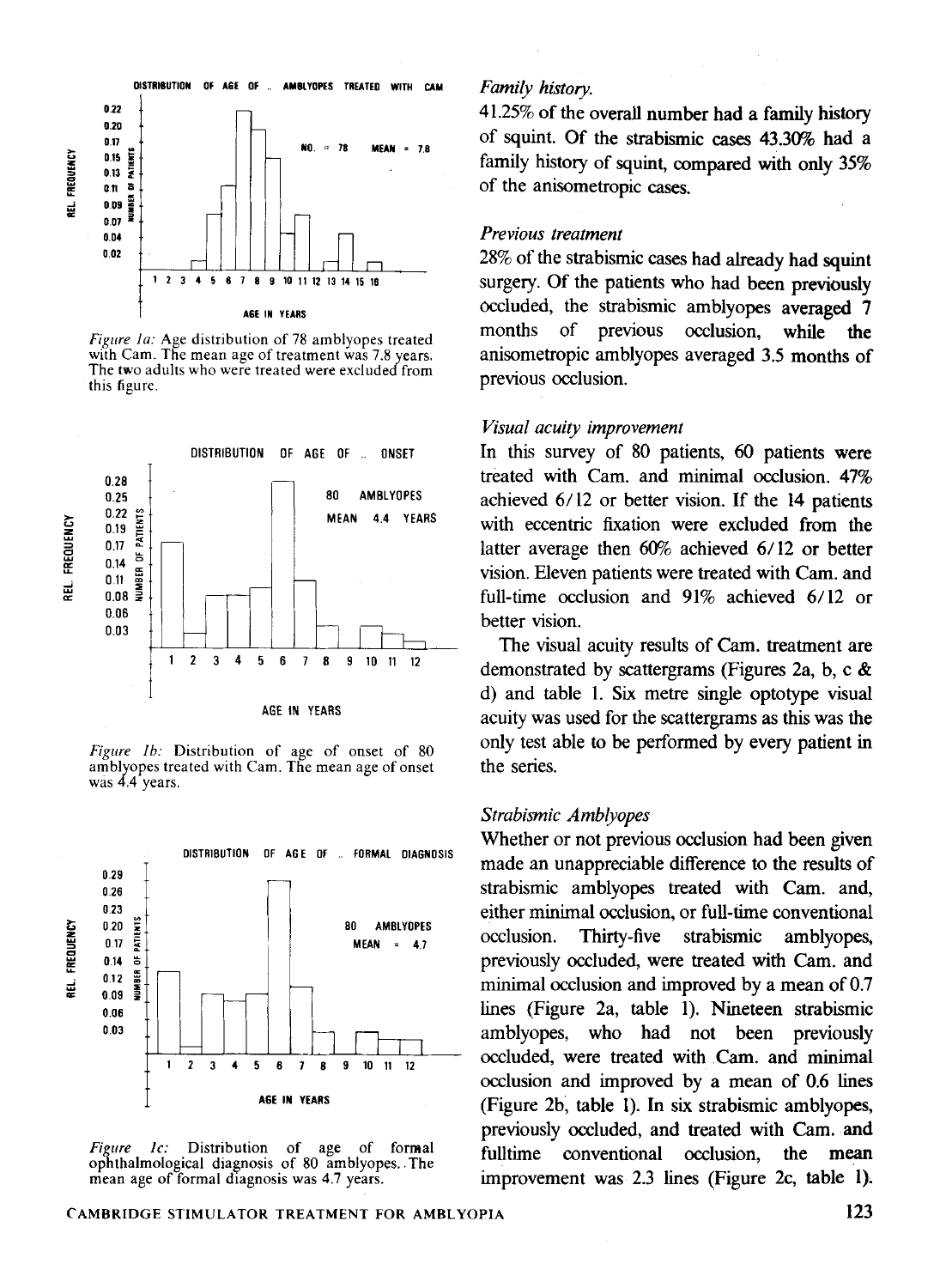*Figure 1a:* Age distribution of 78 amblyopes treated with Cam. The mean age of treatment was 7.8 years. The two adults who were treated were excluded from this figure.

*Figure 1b:* Distribution of age of onset of 80 amblyopes treated with Cam. The mean age of onset was 4.4 years.

*Figure 1c:* Distribution of age of formal ophthalmological diagnosis of 80 amblyopes. The mean age of formal diagnosis was 4.7 years.

### *Family history.*

41.25% of the overall number had a family history of squint. Of the strabismic cases 43.30% had a family history of squint, compared with only 35% of the anisometropic cases.

### *Previous treatment*

28% of the strabismic cases had already had squint surgery. Of the patients who had been previously occluded, the strabismic amblyopes averaged 7 months of previous occlusion, while the anisometropic amblyopes averaged 3.5 months of previous occlusion.

### *Visual acuity improvement*

In this survey of 80 patients, 60 patients were treated with Cam. and minimal occlusion. 47% achieved 6/12 or better vision. If the 14 patients with eccentric fixation were excluded from the latter average then 60% achieved 6/12 or better vision. Eleven patients were treated with Cam. and full-time occlusion and 91% achieved 6/12 or better vision.

The visual acuity results of Cam. treatment are demonstrated by scattergrams (Figures 2a, b, c & d) and table 1. Six metre single optotype visual acuity was used for the scattergrams as this was the only test able to be performed by every patient in the series.

### *Strabismic Amblyopes*

Whether or not previous occlusion had been given made an unappreciable difference to the results of strabismic amblyopes treated with Cam. and, either minimal occlusion, or full-time conventional occlusion. Thirty-five strabismic amblyopes, previously occluded, were treated with Cam. and minimal occlusion and improved by a mean of 0.7 lines (Figure 2a, table 1). Nineteen strabismic amblyopes, who had not been previously occluded, were treated with Cam. and minimal occlusion and improved by a mean of 0.6 lines (Figure 2b, table 1). In six strabismic amblyopes, previously occluded, and treated with Cam. and fulltime conventional occlusion, the mean improvement was 2.3 lines (Figure 2c, table 1).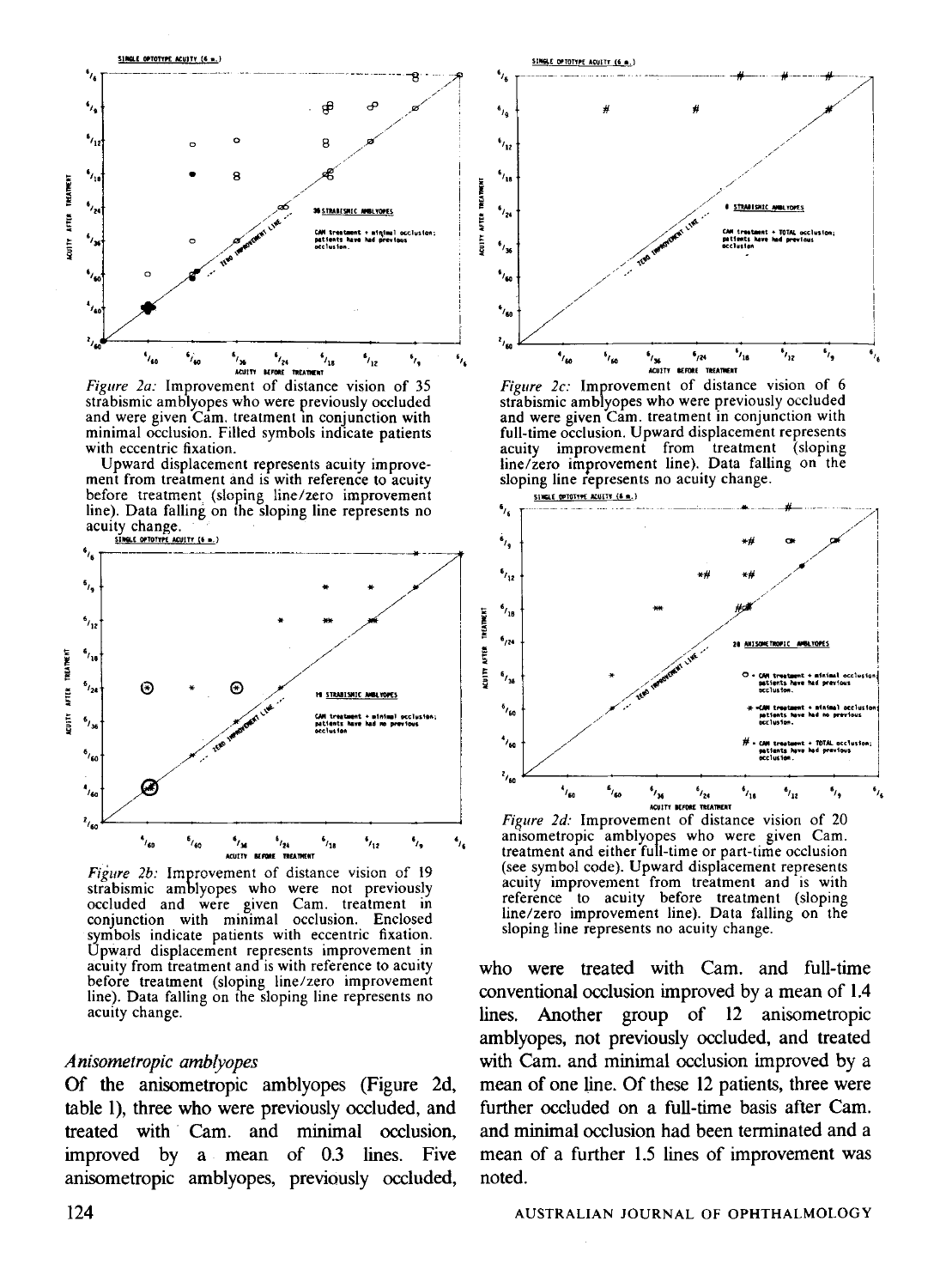*Figure 2a:* Improvement of distance vision of 35 strabismic amblyopes who were previously occluded and were given Cam. treatment in conjunction with minimal occlusion. Filled symbols indicate patients with eccentric fixation.

Upward displacement represents acuity improvement from treatment and is with reference to acuity before treatment (sloping line/zero improvement line). Data falling on the sloping line represents no acuity change.

*Figure 2b:* Improvement of distance vision of 19 strabismic amblyopes who were not previously occluded and were given Cam. treatment in conjunction with minimal occlusion. Enclosed symbols indicate patients with eccentric fixation. Upward displacement represents improvement in acuity from treatment and is with reference to acuity before treatment (sloping line/zero improvement line). Data falling on the sloping line represents no acuity change.

*Figure 2c:* Improvement of distance vision of 6 strabismic amblyopes who were previously occluded and were given Cam. treatment in conjunction with full-time occlusion. Upward displacement represents acuity improvement from treatment (sloping line/zero improvement line). Data falling on the sloping line represents no acuity change.

*Figure 2d:* Improvement of distance vision of 20 anisometropic amblyopes who were given Cam. treatment and either full-time or part-time occlusion (see symbol code). Upward displacement represents acuity improvement from treatment and is with reference to acuity before treatment (sloping line/zero improvement line). Data falling on the sloping line represents no acuity change.

### *Anisometropic amblyopes*

Of the anisometropic amblyopes (Figure 2d, table 1), three who were previously occluded, and treated with Cam. and minimal occlusion, improved by a mean of 0.3 lines. Five anisometropic amblyopes, previously occluded, who were treated with Cam. and full-time conventional occlusion improved by a mean of 1.4 lines. Another group of 12 anisometropic amblyopes, not previously occluded, and treated with Cam. and minimal occlusion improved by a mean of one line. Of these 12 patients, three were further occluded on a full-time basis after Cam. and minimal occlusion had been terminated and a mean of a further 1.5 lines of improvement was noted.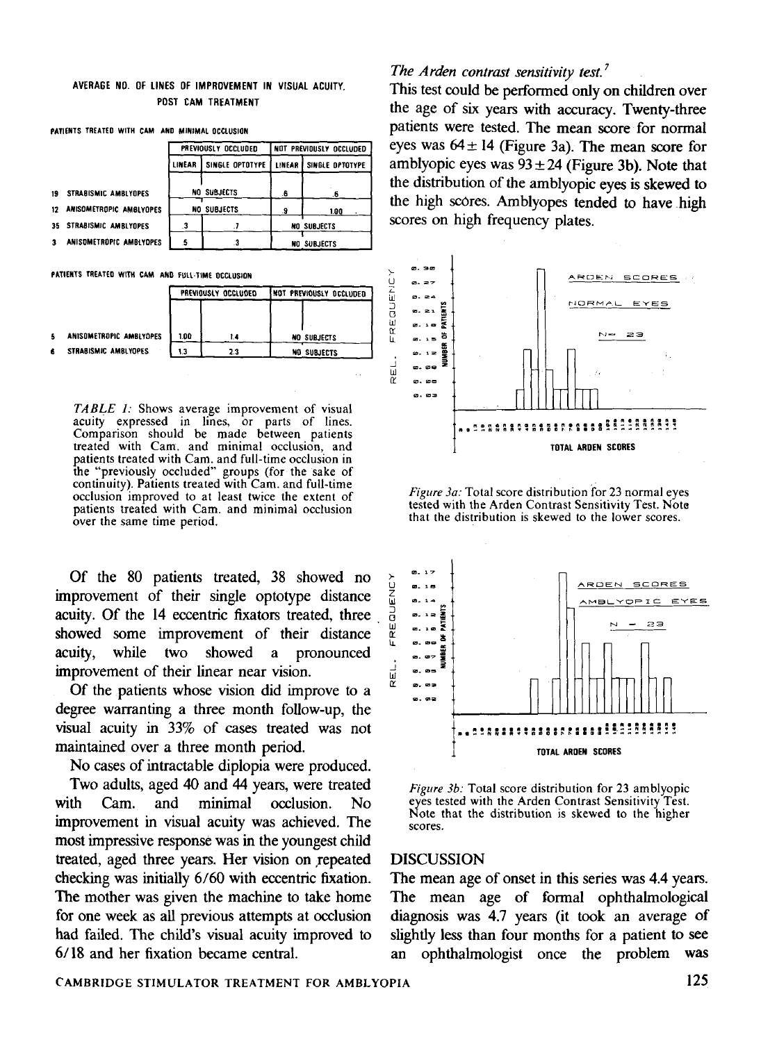AVERAGE NO. OF LINES OF IMPROVEMENT IN VISUAL ACUITY, POST CAM TREATMENT

PATIENTS TREATED WITH CAM AND MINIMAL OCCLUSION

| | PREVIOUSLY OCCLUDED | | NOT PREVIOUSLY OCCLUDED | |
|---|---|---|---|---|
| | LINEAR | SINGLE OPTOTYPE | LINEAR | SINGLE OPTOTYPE |
| 19 STRABISMIC AMBLYOPES | NO SUBJECTS | | .6 | .6 |
| 12 ANISOMETROPIC AMBLYOPES | NO SUBJECTS | | .9 | 1.00 |
| 35 STRABISMIC AMBLYOPES | .3 | .7 | NO SUBJECTS | |
| 3 ANISOMETROPIC AMBLYOPES | .5 | .3 | NO SUBJECTS | |

PATIENTS TREATED WITH CAM AND FULL-TIME OCCLUSION

| | PREVIOUSLY OCCLUDED | | NOT PREVIOUSLY OCCLUDED |
|---|---|---|---|
| 5 ANISOMETROPIC AMBLYOPES | 1.00 | 1.4 | NO SUBJECTS |
| 6 STRABISMIC AMBLYOPES | 1.3 | 2.3 | NO SUBJECTS |

*TABLE 1:* Shows average improvement of visual acuity expressed in lines, or parts of lines. Comparison should be made between patients treated with Cam. and minimal occlusion, and patients treated with Cam. and full-time occlusion in the "previously occluded" groups (for the sake of continuity). Patients treated with Cam. and full-time occlusion improved to at least twice the extent of patients treated with Cam. and minimal occlusion over the same time period.

Of the 80 patients treated, 38 showed no improvement of their single optotype distance acuity. Of the 14 eccentric fixators treated, three showed some improvement of their distance acuity, while two showed a pronounced improvement of their linear near vision.

Of the patients whose vision did improve to a degree warranting a three month follow-up, the visual acuity in 33% of cases treated was not maintained over a three month period.

No cases of intractable diplopia were produced.

Two adults, aged 40 and 44 years, were treated with Cam. and minimal occlusion. No improvement in visual acuity was achieved. The most impressive response was in the youngest child treated, aged three years. Her vision on repeated checking was initially 6/60 with eccentric fixation. The mother was given the machine to take home for one week as all previous attempts at occlusion had failed. The child's visual acuity improved to 6/18 and her fixation became central.

*The Arden contrast sensitivity test.*[7]

This test could be performed only on children over the age of six years with accuracy. Twenty-three patients were tested. The mean score for normal eyes was $64 \pm 14$ (Figure 3a). The mean score for amblyopic eyes was $93 \pm 24$ (Figure 3b). Note that the distribution of the amblyopic eyes is skewed to the high scores. Amblyopes tended to have high scores on high frequency plates.

*Figure 3a:* Total score distribution for 23 normal eyes tested with the Arden Contrast Sensitivity Test. Note that the distribution is skewed to the lower scores.

*Figure 3b:* Total score distribution for 23 amblyopic eyes tested with the Arden Contrast Sensitivity Test. Note that the distribution is skewed to the higher scores.

## DISCUSSION

The mean age of onset in this series was 4.4 years. The mean age of formal ophthalmological diagnosis was 4.7 years (it took an average of slightly less than four months for a patient to see an ophthalmologist once the problem was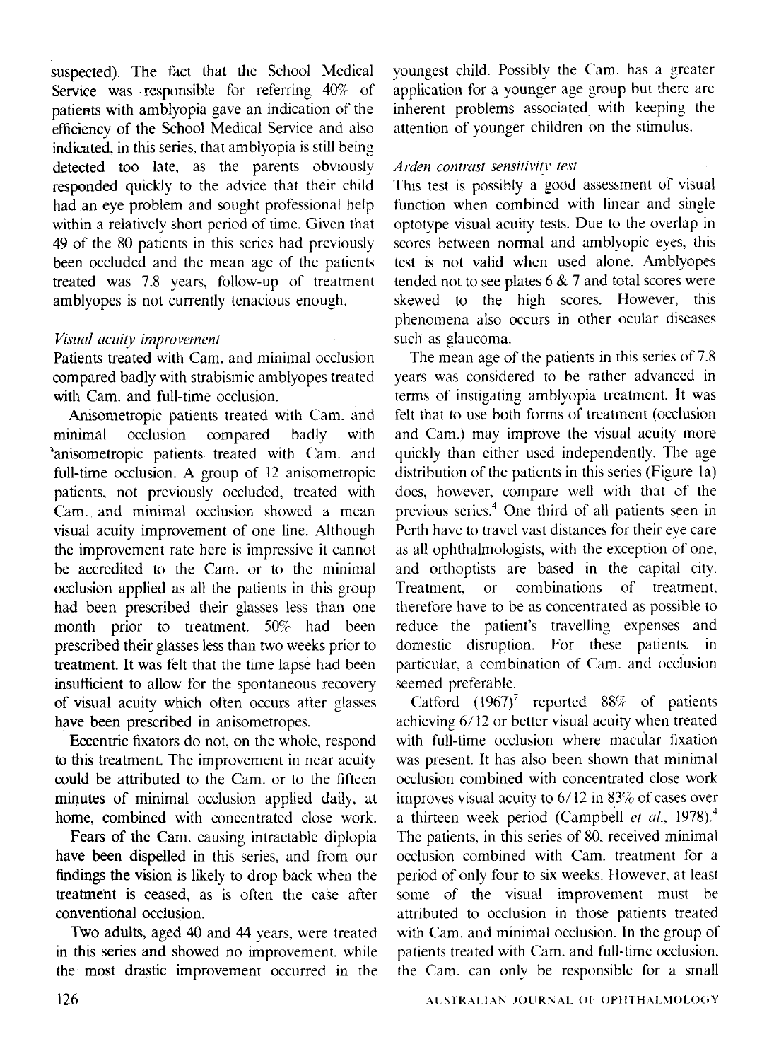suspected). The fact that the School Medical Service was responsible for referring 40% of patients with amblyopia gave an indication of the efficiency of the School Medical Service and also indicated, in this series, that amblyopia is still being detected too late, as the parents obviously responded quickly to the advice that their child had an eye problem and sought professional help within a relatively short period of time. Given that 49 of the 80 patients in this series had previously been occluded and the mean age of the patients treated was 7.8 years, follow-up of treatment amblyopes is not currently tenacious enough.

*Visual acuity improvement*

Patients treated with Cam. and minimal occlusion compared badly with strabismic amblyopes treated with Cam. and full-time occlusion.

Anisometropic patients treated with Cam. and minimal occlusion compared badly with anisometropic patients treated with Cam. and full-time occlusion. A group of 12 anisometropic patients, not previously occluded, treated with Cam. and minimal occlusion showed a mean visual acuity improvement of one line. Although the improvement rate here is impressive it cannot be accredited to the Cam. or to the minimal occlusion applied as all the patients in this group had been prescribed their glasses less than one month prior to treatment. 50% had been prescribed their glasses less than two weeks prior to treatment. It was felt that the time lapse had been insufficient to allow for the spontaneous recovery of visual acuity which often occurs after glasses have been prescribed in anisometropes.

Eccentric fixators do not, on the whole, respond to this treatment. The improvement in near acuity could be attributed to the Cam. or to the fifteen minutes of minimal occlusion applied daily, at home, combined with concentrated close work.

Fears of the Cam. causing intractable diplopia have been dispelled in this series, and from our findings the vision is likely to drop back when the treatment is ceased, as is often the case after conventional occlusion.

Two adults, aged 40 and 44 years, were treated in this series and showed no improvement, while the most drastic improvement occurred in the youngest child. Possibly the Cam. has a greater application for a younger age group but there are inherent problems associated with keeping the attention of younger children on the stimulus.

*Arden contrast sensitivity test*

This test is possibly a good assessment of visual function when combined with linear and single optotype visual acuity tests. Due to the overlap in scores between normal and amblyopic eyes, this test is not valid when used alone. Amblyopes tended not to see plates 6 & 7 and total scores were skewed to the high scores. However, this phenomena also occurs in other ocular diseases such as glaucoma.

The mean age of the patients in this series of 7.8 years was considered to be rather advanced in terms of instigating amblyopia treatment. It was felt that to use both forms of treatment (occlusion and Cam.) may improve the visual acuity more quickly than either used independently. The age distribution of the patients in this series (Figure 1a) does, however, compare well with that of the previous series.[4] One third of all patients seen in Perth have to travel vast distances for their eye care as all ophthalmologists, with the exception of one, and orthoptists are based in the capital city. Treatment, or combinations of treatment, therefore have to be as concentrated as possible to reduce the patient's travelling expenses and domestic disruption. For these patients, in particular, a combination of Cam. and occlusion seemed preferable.

Catford (1967)[7] reported 88% of patients achieving 6/12 or better visual acuity when treated with full-time occlusion where macular fixation was present. It has also been shown that minimal occlusion combined with concentrated close work improves visual acuity to 6/12 in 83% of cases over a thirteen week period (Campbell *et al.*, 1978).[4] The patients, in this series of 80, received minimal occlusion combined with Cam. treatment for a period of only four to six weeks. However, at least some of the visual improvement must be attributed to occlusion in those patients treated with Cam. and minimal occlusion. In the group of patients treated with Cam. and full-time occlusion, the Cam. can only be responsible for a small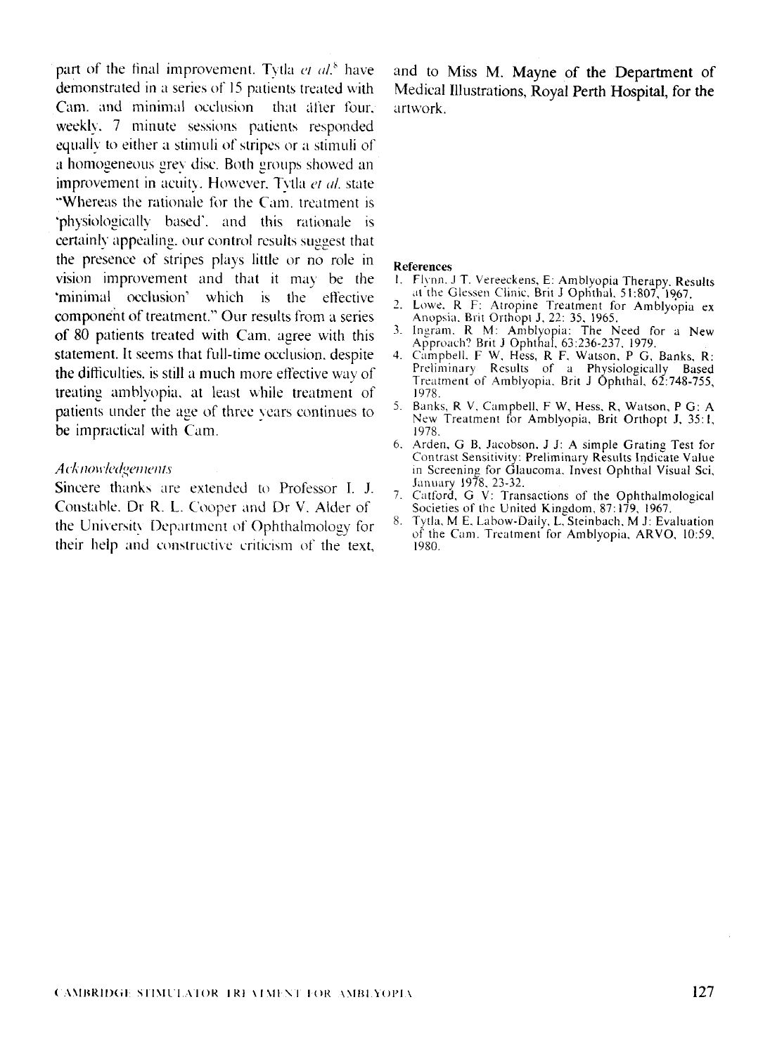part of the final improvement. Tytla *et al.*[8] have demonstrated in a series of 15 patients treated with Cam. and minimal occlusion that after four, weekly, 7 minute sessions patients responded equally to either a stimuli of stripes or a stimuli of a homogeneous grey disc. Both groups showed an improvement in acuity. However, Tytla *et al.* state "Whereas the rationale for the Cam. treatment is 'physiologically based', and this rationale is certainly appealing, our control results suggest that the presence of stripes plays little or no role in vision improvement and that it may be the 'minimal occlusion' which is the effective component of treatment." Our results from a series of 80 patients treated with Cam. agree with this statement. It seems that full-time occlusion, despite the difficulties, is still a much more effective way of treating amblyopia, at least while treatment of patients under the age of three years continues to be impractical with Cam.

### *Acknowledgements*

Sincere thanks are extended to Professor I. J. Constable, Dr R. L. Cooper and Dr V. Alder of the University Department of Ophthalmology for their help and constructive criticism of the text, and to Miss M. Mayne of the Department of Medical Illustrations, Royal Perth Hospital, for the artwork.

### References

1. Flynn, J T, Vereeckens, E: Amblyopia Therapy, Results at the Giessen Clinic, Brit J Ophthal, 51:807, 1967.
2. Lowe, R F: Atropine Treatment for Amblyopia ex Anopsia, Brit Orthopt J, 22: 35, 1965.
3. Ingram, R M: Amblyopia: The Need for a New Approach? Brit J Ophthal, 63:236-237, 1979.
4. Campbell, F W, Hess, R F, Watson, P G, Banks, R: Preliminary Results of a Physiologically Based Treatment of Amblyopia, Brit J Ophthal, 62:748-755, 1978.
5. Banks, R V, Campbell, F W, Hess, R, Watson, P G: A New Treatment for Amblyopia, Brit Orthopt J, 35:1, 1978.
6. Arden, G B, Jacobson, J J: A simple Grating Test for Contrast Sensitivity: Preliminary Results Indicate Value in Screening for Glaucoma, Invest Ophthal Visual Sci, January 1978, 23-32.
7. Catford, G V: Transactions of the Ophthalmological Societies of the United Kingdom, 87:179, 1967.
8. Tytla, M E, Labow-Daily, L, Steinbach, M J: Evaluation of the Cam. Treatment for Amblyopia, ARVO, 10:59, 1980.